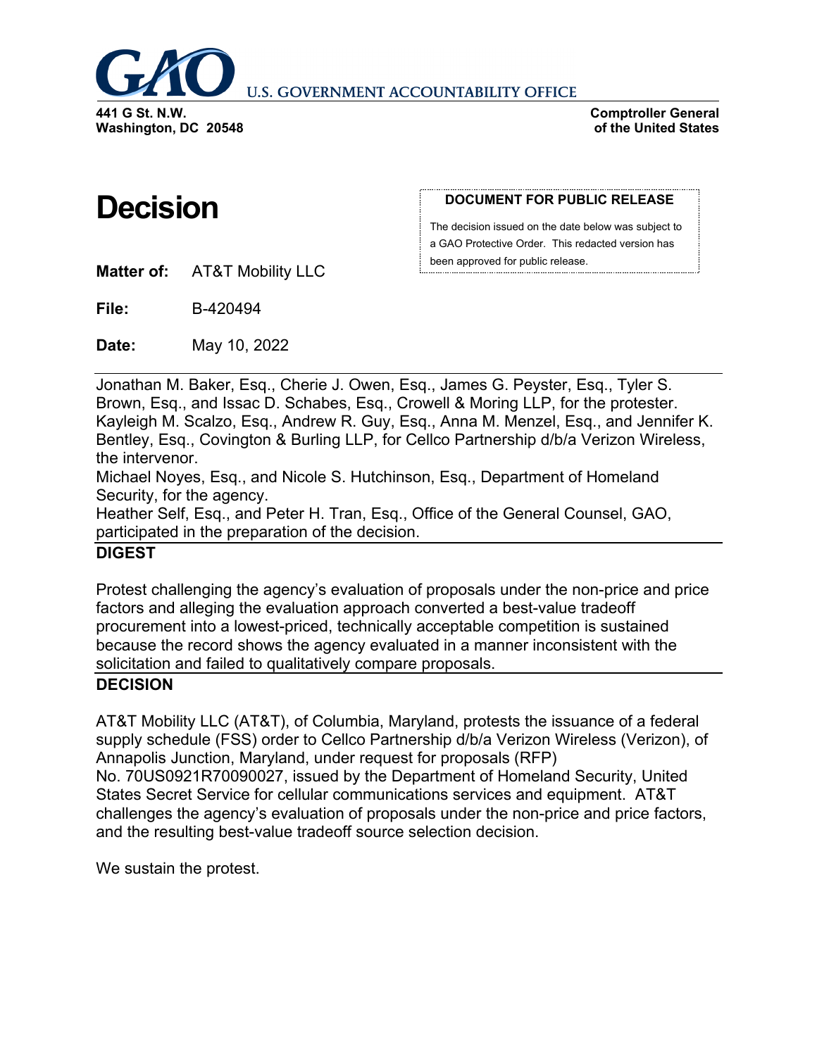**U.S. GOVERNMENT ACCOUNTABILITY OFFICE**

**441 G St. N.W.**
**Washington, DC 20548**

**Comptroller General**
**of the United States**

# Decision

**DOCUMENT FOR PUBLIC RELEASE**

The decision issued on the date below was subject to a GAO Protective Order. This redacted version has been approved for public release.

**Matter of:** AT&T Mobility LLC

**File:** B-420494

**Date:** May 10, 2022

Jonathan M. Baker, Esq., Cherie J. Owen, Esq., James G. Peyster, Esq., Tyler S. Brown, Esq., and Issac D. Schabes, Esq., Crowell & Moring LLP, for the protester.
Kayleigh M. Scalzo, Esq., Andrew R. Guy, Esq., Anna M. Menzel, Esq., and Jennifer K. Bentley, Esq., Covington & Burling LLP, for Cellco Partnership d/b/a Verizon Wireless, the intervenor.
Michael Noyes, Esq., and Nicole S. Hutchinson, Esq., Department of Homeland Security, for the agency.
Heather Self, Esq., and Peter H. Tran, Esq., Office of the General Counsel, GAO, participated in the preparation of the decision.

## DIGEST

Protest challenging the agency's evaluation of proposals under the non-price and price factors and alleging the evaluation approach converted a best-value tradeoff procurement into a lowest-priced, technically acceptable competition is sustained because the record shows the agency evaluated in a manner inconsistent with the solicitation and failed to qualitatively compare proposals.

## DECISION

AT&T Mobility LLC (AT&T), of Columbia, Maryland, protests the issuance of a federal supply schedule (FSS) order to Cellco Partnership d/b/a Verizon Wireless (Verizon), of Annapolis Junction, Maryland, under request for proposals (RFP) No. 70US0921R70090027, issued by the Department of Homeland Security, United States Secret Service for cellular communications services and equipment. AT&T challenges the agency's evaluation of proposals under the non-price and price factors, and the resulting best-value tradeoff source selection decision.

We sustain the protest.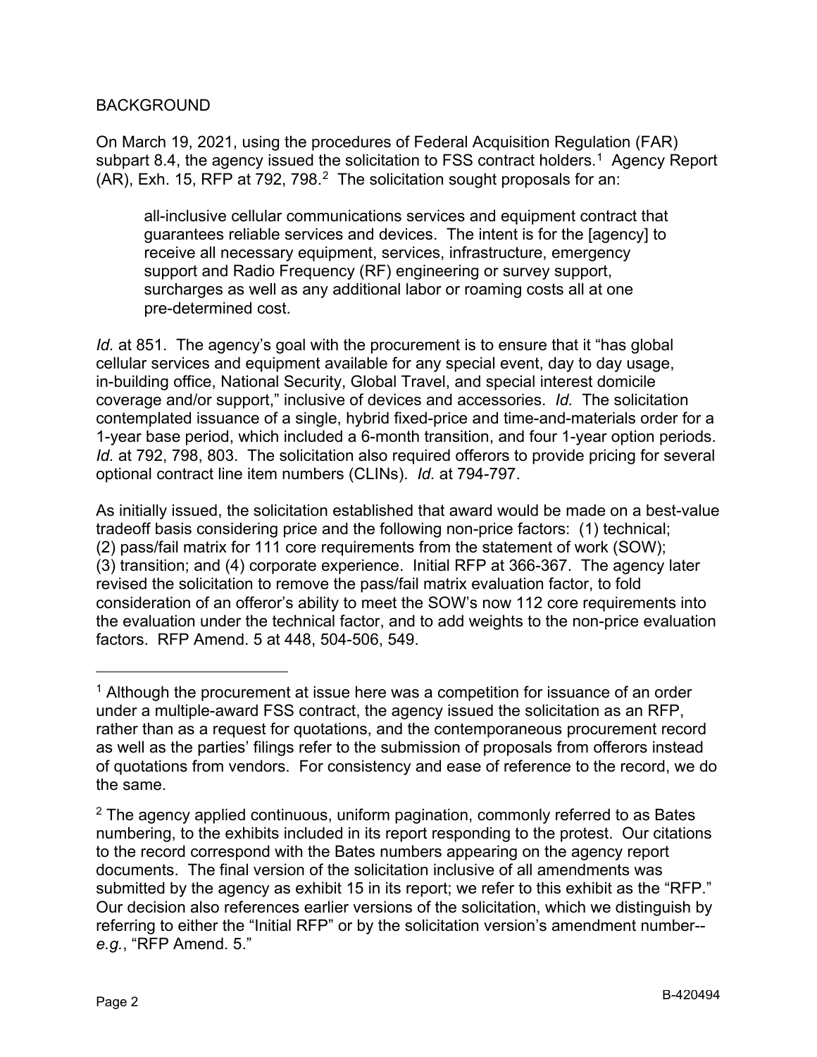## BACKGROUND

On March 19, 2021, using the procedures of Federal Acquisition Regulation (FAR) subpart 8.4, the agency issued the solicitation to FSS contract holders.[1] Agency Report (AR), Exh. 15, RFP at 792, 798.[2] The solicitation sought proposals for an:

> all-inclusive cellular communications services and equipment contract that guarantees reliable services and devices. The intent is for the [agency] to receive all necessary equipment, services, infrastructure, emergency support and Radio Frequency (RF) engineering or survey support, surcharges as well as any additional labor or roaming costs all at one pre-determined cost.

*Id.* at 851. The agency's goal with the procurement is to ensure that it "has global cellular services and equipment available for any special event, day to day usage, in-building office, National Security, Global Travel, and special interest domicile coverage and/or support," inclusive of devices and accessories. *Id.* The solicitation contemplated issuance of a single, hybrid fixed-price and time-and-materials order for a 1-year base period, which included a 6-month transition, and four 1-year option periods. *Id.* at 792, 798, 803. The solicitation also required offerors to provide pricing for several optional contract line item numbers (CLINs). *Id.* at 794-797.

As initially issued, the solicitation established that award would be made on a best-value tradeoff basis considering price and the following non-price factors: (1) technical; (2) pass/fail matrix for 111 core requirements from the statement of work (SOW); (3) transition; and (4) corporate experience. Initial RFP at 366-367. The agency later revised the solicitation to remove the pass/fail matrix evaluation factor, to fold consideration of an offeror's ability to meet the SOW's now 112 core requirements into the evaluation under the technical factor, and to add weights to the non-price evaluation factors. RFP Amend. 5 at 448, 504-506, 549.

---

[1] Although the procurement at issue here was a competition for issuance of an order under a multiple-award FSS contract, the agency issued the solicitation as an RFP, rather than as a request for quotations, and the contemporaneous procurement record as well as the parties' filings refer to the submission of proposals from offerors instead of quotations from vendors. For consistency and ease of reference to the record, we do the same.

[2] The agency applied continuous, uniform pagination, commonly referred to as Bates numbering, to the exhibits included in its report responding to the protest. Our citations to the record correspond with the Bates numbers appearing on the agency report documents. The final version of the solicitation inclusive of all amendments was submitted by the agency as exhibit 15 in its report; we refer to this exhibit as the "RFP." Our decision also references earlier versions of the solicitation, which we distinguish by referring to either the "Initial RFP" or by the solicitation version's amendment number--*e.g.*, "RFP Amend. 5."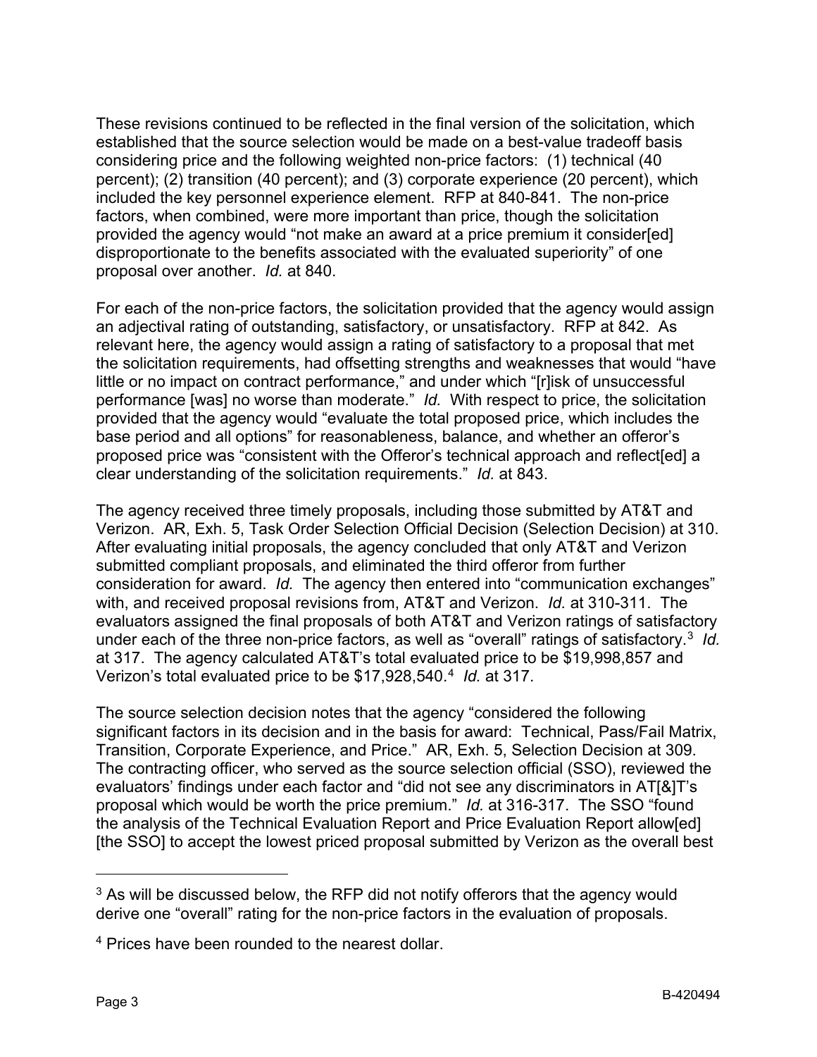These revisions continued to be reflected in the final version of the solicitation, which established that the source selection would be made on a best-value tradeoff basis considering price and the following weighted non-price factors: (1) technical (40 percent); (2) transition (40 percent); and (3) corporate experience (20 percent), which included the key personnel experience element. RFP at 840-841. The non-price factors, when combined, were more important than price, though the solicitation provided the agency would "not make an award at a price premium it consider[ed] disproportionate to the benefits associated with the evaluated superiority" of one proposal over another. *Id.* at 840.

For each of the non-price factors, the solicitation provided that the agency would assign an adjectival rating of outstanding, satisfactory, or unsatisfactory. RFP at 842. As relevant here, the agency would assign a rating of satisfactory to a proposal that met the solicitation requirements, had offsetting strengths and weaknesses that would "have little or no impact on contract performance," and under which "[r]isk of unsuccessful performance [was] no worse than moderate." *Id.* With respect to price, the solicitation provided that the agency would "evaluate the total proposed price, which includes the base period and all options" for reasonableness, balance, and whether an offeror's proposed price was "consistent with the Offeror's technical approach and reflect[ed] a clear understanding of the solicitation requirements." *Id.* at 843.

The agency received three timely proposals, including those submitted by AT&T and Verizon. AR, Exh. 5, Task Order Selection Official Decision (Selection Decision) at 310. After evaluating initial proposals, the agency concluded that only AT&T and Verizon submitted compliant proposals, and eliminated the third offeror from further consideration for award. *Id.* The agency then entered into "communication exchanges" with, and received proposal revisions from, AT&T and Verizon. *Id.* at 310-311. The evaluators assigned the final proposals of both AT&T and Verizon ratings of satisfactory under each of the three non-price factors, as well as "overall" ratings of satisfactory.[3] *Id.* at 317. The agency calculated AT&T's total evaluated price to be $19,998,857 and Verizon's total evaluated price to be $17,928,540.[4] *Id.* at 317.

The source selection decision notes that the agency "considered the following significant factors in its decision and in the basis for award: Technical, Pass/Fail Matrix, Transition, Corporate Experience, and Price." AR, Exh. 5, Selection Decision at 309. The contracting officer, who served as the source selection official (SSO), reviewed the evaluators' findings under each factor and "did not see any discriminators in AT[&]T's proposal which would be worth the price premium." *Id.* at 316-317. The SSO "found the analysis of the Technical Evaluation Report and Price Evaluation Report allow[ed] [the SSO] to accept the lowest priced proposal submitted by Verizon as the overall best

---

[3] As will be discussed below, the RFP did not notify offerors that the agency would derive one "overall" rating for the non-price factors in the evaluation of proposals.

[4] Prices have been rounded to the nearest dollar.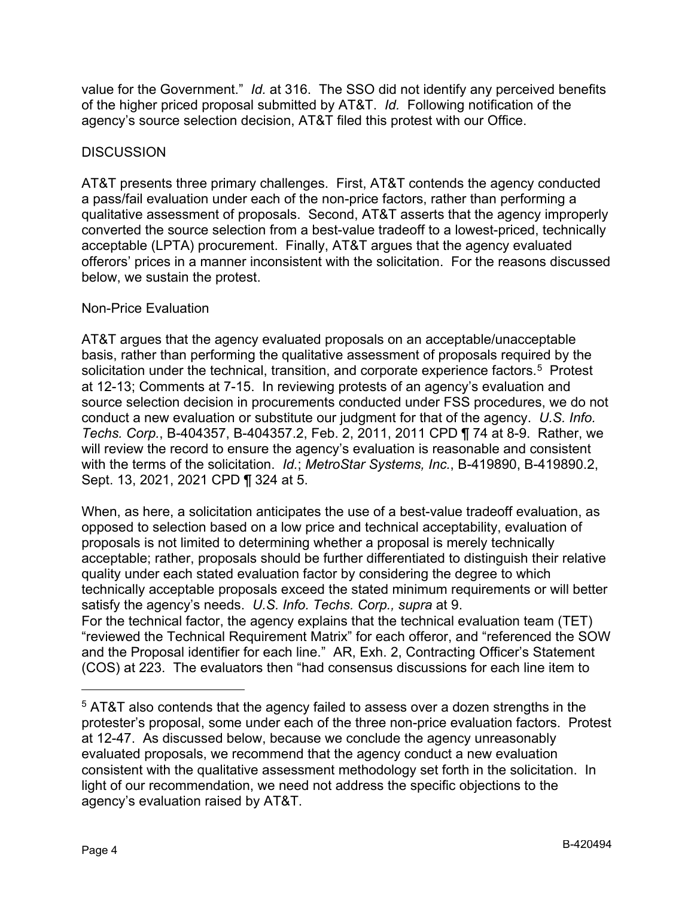value for the Government." *Id.* at 316. The SSO did not identify any perceived benefits of the higher priced proposal submitted by AT&T. *Id.* Following notification of the agency's source selection decision, AT&T filed this protest with our Office.

## DISCUSSION

AT&T presents three primary challenges. First, AT&T contends the agency conducted a pass/fail evaluation under each of the non-price factors, rather than performing a qualitative assessment of proposals. Second, AT&T asserts that the agency improperly converted the source selection from a best-value tradeoff to a lowest-priced, technically acceptable (LPTA) procurement. Finally, AT&T argues that the agency evaluated offerors' prices in a manner inconsistent with the solicitation. For the reasons discussed below, we sustain the protest.

### Non-Price Evaluation

AT&T argues that the agency evaluated proposals on an acceptable/unacceptable basis, rather than performing the qualitative assessment of proposals required by the solicitation under the technical, transition, and corporate experience factors.[5] Protest at 12-13; Comments at 7-15. In reviewing protests of an agency's evaluation and source selection decision in procurements conducted under FSS procedures, we do not conduct a new evaluation or substitute our judgment for that of the agency. *U.S. Info. Techs. Corp.*, B-404357, B-404357.2, Feb. 2, 2011, 2011 CPD ¶ 74 at 8-9. Rather, we will review the record to ensure the agency's evaluation is reasonable and consistent with the terms of the solicitation. *Id.*; *MetroStar Systems, Inc.*, B-419890, B-419890.2, Sept. 13, 2021, 2021 CPD ¶ 324 at 5.

When, as here, a solicitation anticipates the use of a best-value tradeoff evaluation, as opposed to selection based on a low price and technical acceptability, evaluation of proposals is not limited to determining whether a proposal is merely technically acceptable; rather, proposals should be further differentiated to distinguish their relative quality under each stated evaluation factor by considering the degree to which technically acceptable proposals exceed the stated minimum requirements or will better satisfy the agency's needs. *U.S. Info. Techs. Corp., supra* at 9.

For the technical factor, the agency explains that the technical evaluation team (TET) "reviewed the Technical Requirement Matrix" for each offeror, and "referenced the SOW and the Proposal identifier for each line." AR, Exh. 2, Contracting Officer's Statement (COS) at 223. The evaluators then "had consensus discussions for each line item to

---

[5] AT&T also contends that the agency failed to assess over a dozen strengths in the protester's proposal, some under each of the three non-price evaluation factors. Protest at 12-47. As discussed below, because we conclude the agency unreasonably evaluated proposals, we recommend that the agency conduct a new evaluation consistent with the qualitative assessment methodology set forth in the solicitation. In light of our recommendation, we need not address the specific objections to the agency's evaluation raised by AT&T.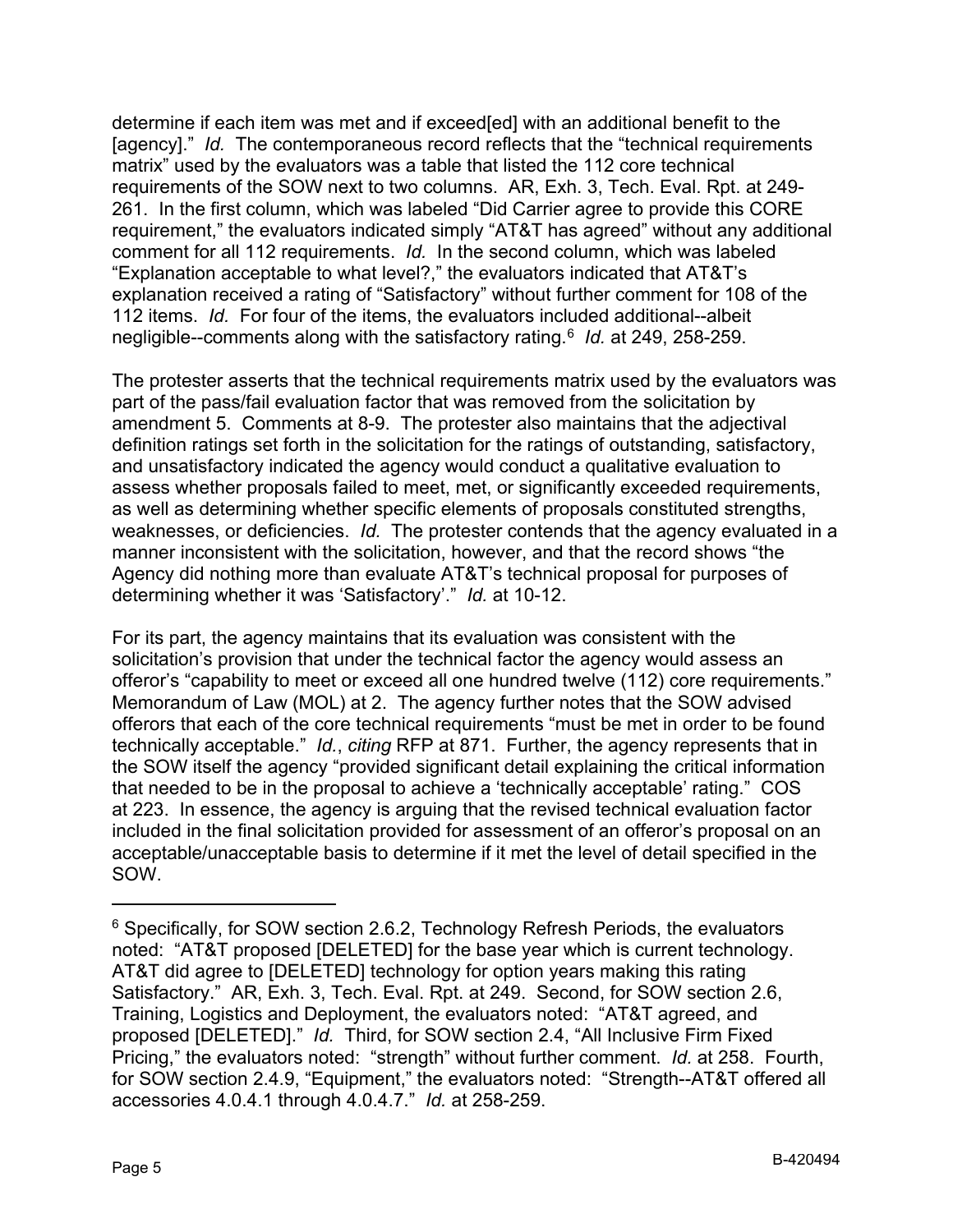determine if each item was met and if exceed[ed] with an additional benefit to the [agency]." *Id.* The contemporaneous record reflects that the "technical requirements matrix" used by the evaluators was a table that listed the 112 core technical requirements of the SOW next to two columns. AR, Exh. 3, Tech. Eval. Rpt. at 249-261. In the first column, which was labeled "Did Carrier agree to provide this CORE requirement," the evaluators indicated simply "AT&T has agreed" without any additional comment for all 112 requirements. *Id.* In the second column, which was labeled "Explanation acceptable to what level?," the evaluators indicated that AT&T's explanation received a rating of "Satisfactory" without further comment for 108 of the 112 items. *Id.* For four of the items, the evaluators included additional--albeit negligible--comments along with the satisfactory rating.[6] *Id.* at 249, 258-259.

The protester asserts that the technical requirements matrix used by the evaluators was part of the pass/fail evaluation factor that was removed from the solicitation by amendment 5. Comments at 8-9. The protester also maintains that the adjectival definition ratings set forth in the solicitation for the ratings of outstanding, satisfactory, and unsatisfactory indicated the agency would conduct a qualitative evaluation to assess whether proposals failed to meet, met, or significantly exceeded requirements, as well as determining whether specific elements of proposals constituted strengths, weaknesses, or deficiencies. *Id.* The protester contends that the agency evaluated in a manner inconsistent with the solicitation, however, and that the record shows "the Agency did nothing more than evaluate AT&T's technical proposal for purposes of determining whether it was 'Satisfactory'." *Id.* at 10-12.

For its part, the agency maintains that its evaluation was consistent with the solicitation's provision that under the technical factor the agency would assess an offeror's "capability to meet or exceed all one hundred twelve (112) core requirements." Memorandum of Law (MOL) at 2. The agency further notes that the SOW advised offerors that each of the core technical requirements "must be met in order to be found technically acceptable." *Id.*, *citing* RFP at 871. Further, the agency represents that in the SOW itself the agency "provided significant detail explaining the critical information that needed to be in the proposal to achieve a 'technically acceptable' rating." COS at 223. In essence, the agency is arguing that the revised technical evaluation factor included in the final solicitation provided for assessment of an offeror's proposal on an acceptable/unacceptable basis to determine if it met the level of detail specified in the SOW.

---

[6] Specifically, for SOW section 2.6.2, Technology Refresh Periods, the evaluators noted: "AT&T proposed [DELETED] for the base year which is current technology. AT&T did agree to [DELETED] technology for option years making this rating Satisfactory." AR, Exh. 3, Tech. Eval. Rpt. at 249. Second, for SOW section 2.6, Training, Logistics and Deployment, the evaluators noted: "AT&T agreed, and proposed [DELETED]." *Id.* Third, for SOW section 2.4, "All Inclusive Firm Fixed Pricing," the evaluators noted: "strength" without further comment. *Id.* at 258. Fourth, for SOW section 2.4.9, "Equipment," the evaluators noted: "Strength--AT&T offered all accessories 4.0.4.1 through 4.0.4.7." *Id.* at 258-259.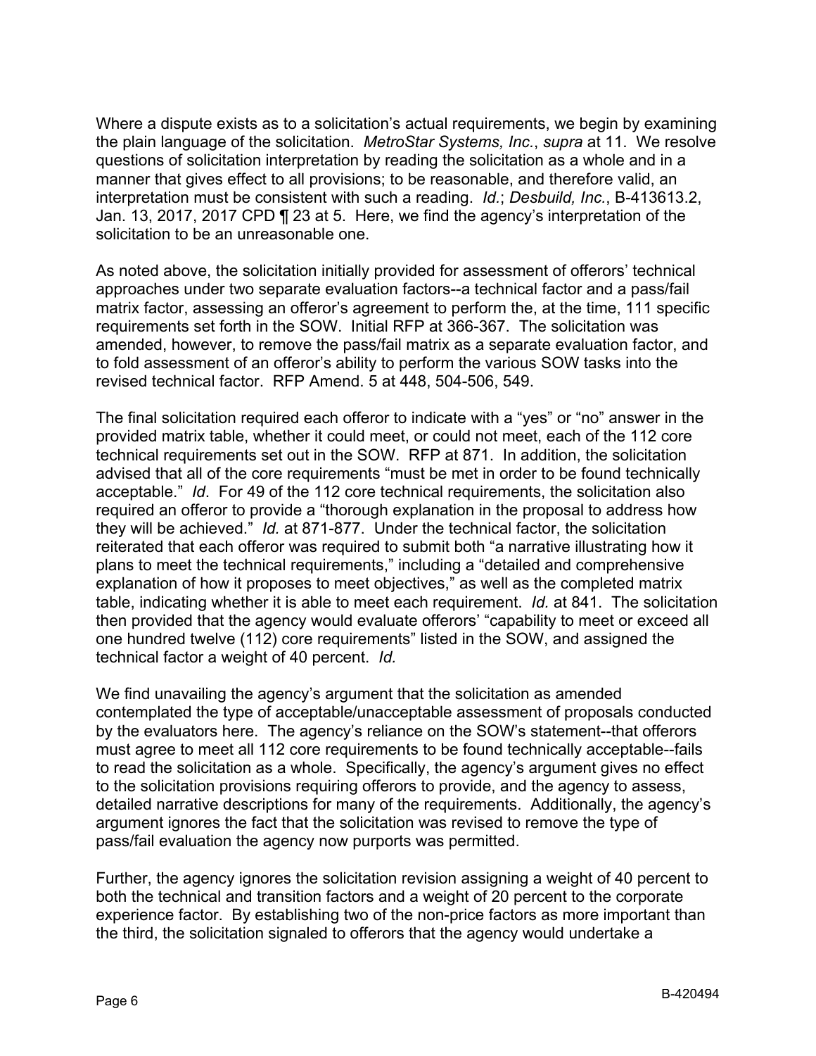Where a dispute exists as to a solicitation's actual requirements, we begin by examining the plain language of the solicitation. *MetroStar Systems, Inc.*, *supra* at 11. We resolve questions of solicitation interpretation by reading the solicitation as a whole and in a manner that gives effect to all provisions; to be reasonable, and therefore valid, an interpretation must be consistent with such a reading. *Id.*; *Desbuild, Inc.*, B-413613.2, Jan. 13, 2017, 2017 CPD ¶ 23 at 5. Here, we find the agency's interpretation of the solicitation to be an unreasonable one.

As noted above, the solicitation initially provided for assessment of offerors' technical approaches under two separate evaluation factors--a technical factor and a pass/fail matrix factor, assessing an offeror's agreement to perform the, at the time, 111 specific requirements set forth in the SOW. Initial RFP at 366-367. The solicitation was amended, however, to remove the pass/fail matrix as a separate evaluation factor, and to fold assessment of an offeror's ability to perform the various SOW tasks into the revised technical factor. RFP Amend. 5 at 448, 504-506, 549.

The final solicitation required each offeror to indicate with a "yes" or "no" answer in the provided matrix table, whether it could meet, or could not meet, each of the 112 core technical requirements set out in the SOW. RFP at 871. In addition, the solicitation advised that all of the core requirements "must be met in order to be found technically acceptable." *Id*. For 49 of the 112 core technical requirements, the solicitation also required an offeror to provide a "thorough explanation in the proposal to address how they will be achieved." *Id.* at 871-877. Under the technical factor, the solicitation reiterated that each offeror was required to submit both "a narrative illustrating how it plans to meet the technical requirements," including a "detailed and comprehensive explanation of how it proposes to meet objectives," as well as the completed matrix table, indicating whether it is able to meet each requirement. *Id.* at 841. The solicitation then provided that the agency would evaluate offerors' "capability to meet or exceed all one hundred twelve (112) core requirements" listed in the SOW, and assigned the technical factor a weight of 40 percent. *Id.*

We find unavailing the agency's argument that the solicitation as amended contemplated the type of acceptable/unacceptable assessment of proposals conducted by the evaluators here. The agency's reliance on the SOW's statement--that offerors must agree to meet all 112 core requirements to be found technically acceptable--fails to read the solicitation as a whole. Specifically, the agency's argument gives no effect to the solicitation provisions requiring offerors to provide, and the agency to assess, detailed narrative descriptions for many of the requirements. Additionally, the agency's argument ignores the fact that the solicitation was revised to remove the type of pass/fail evaluation the agency now purports was permitted.

Further, the agency ignores the solicitation revision assigning a weight of 40 percent to both the technical and transition factors and a weight of 20 percent to the corporate experience factor. By establishing two of the non-price factors as more important than the third, the solicitation signaled to offerors that the agency would undertake a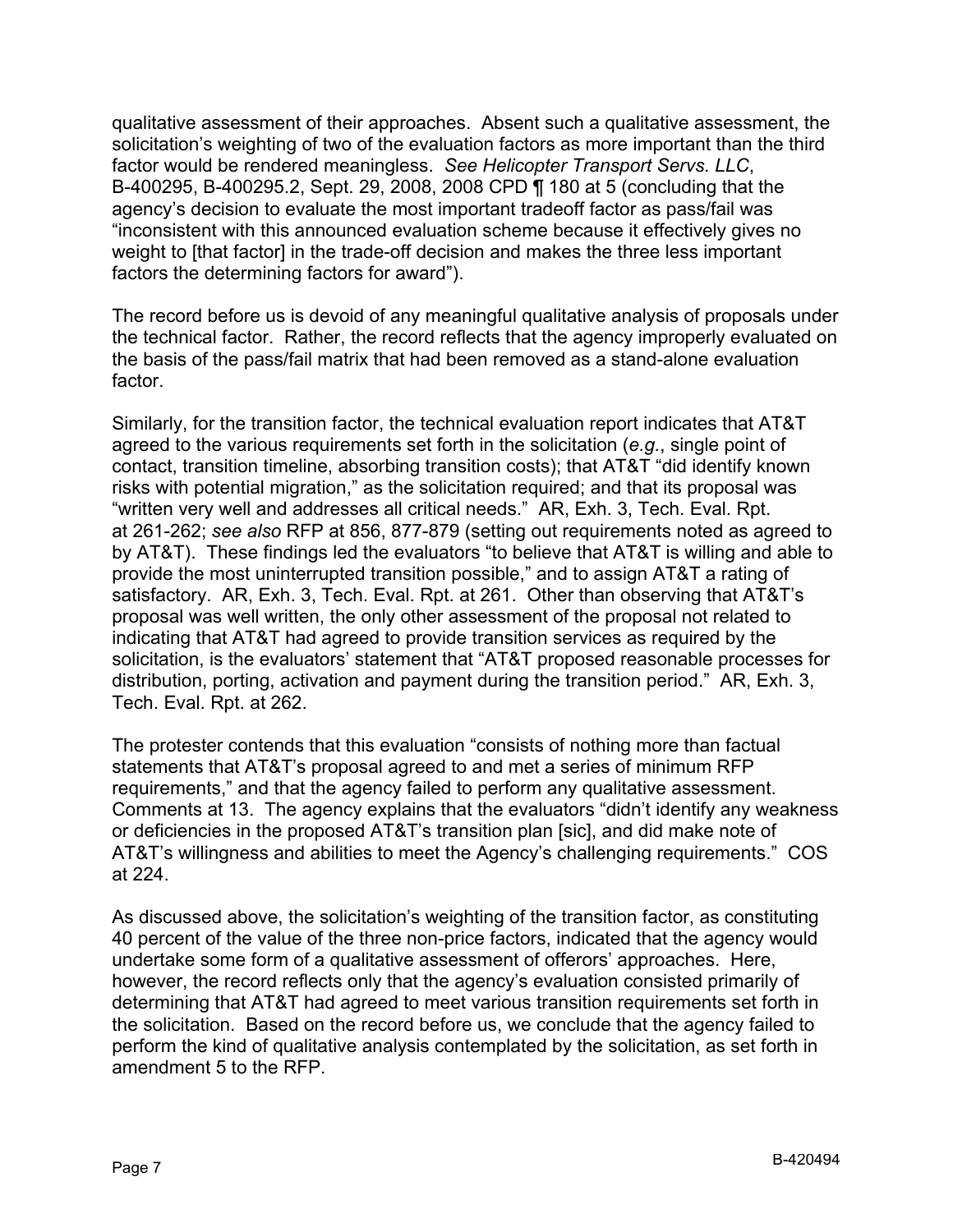qualitative assessment of their approaches. Absent such a qualitative assessment, the solicitation's weighting of two of the evaluation factors as more important than the third factor would be rendered meaningless. *See Helicopter Transport Servs. LLC*, B-400295, B-400295.2, Sept. 29, 2008, 2008 CPD ¶ 180 at 5 (concluding that the agency's decision to evaluate the most important tradeoff factor as pass/fail was "inconsistent with this announced evaluation scheme because it effectively gives no weight to [that factor] in the trade-off decision and makes the three less important factors the determining factors for award").

The record before us is devoid of any meaningful qualitative analysis of proposals under the technical factor. Rather, the record reflects that the agency improperly evaluated on the basis of the pass/fail matrix that had been removed as a stand-alone evaluation factor.

Similarly, for the transition factor, the technical evaluation report indicates that AT&T agreed to the various requirements set forth in the solicitation (*e.g.*, single point of contact, transition timeline, absorbing transition costs); that AT&T "did identify known risks with potential migration," as the solicitation required; and that its proposal was "written very well and addresses all critical needs." AR, Exh. 3, Tech. Eval. Rpt. at 261-262; *see also* RFP at 856, 877-879 (setting out requirements noted as agreed to by AT&T). These findings led the evaluators "to believe that AT&T is willing and able to provide the most uninterrupted transition possible," and to assign AT&T a rating of satisfactory. AR, Exh. 3, Tech. Eval. Rpt. at 261. Other than observing that AT&T's proposal was well written, the only other assessment of the proposal not related to indicating that AT&T had agreed to provide transition services as required by the solicitation, is the evaluators' statement that "AT&T proposed reasonable processes for distribution, porting, activation and payment during the transition period." AR, Exh. 3, Tech. Eval. Rpt. at 262.

The protester contends that this evaluation "consists of nothing more than factual statements that AT&T's proposal agreed to and met a series of minimum RFP requirements," and that the agency failed to perform any qualitative assessment. Comments at 13. The agency explains that the evaluators "didn't identify any weakness or deficiencies in the proposed AT&T's transition plan [sic], and did make note of AT&T's willingness and abilities to meet the Agency's challenging requirements." COS at 224.

As discussed above, the solicitation's weighting of the transition factor, as constituting 40 percent of the value of the three non-price factors, indicated that the agency would undertake some form of a qualitative assessment of offerors' approaches. Here, however, the record reflects only that the agency's evaluation consisted primarily of determining that AT&T had agreed to meet various transition requirements set forth in the solicitation. Based on the record before us, we conclude that the agency failed to perform the kind of qualitative analysis contemplated by the solicitation, as set forth in amendment 5 to the RFP.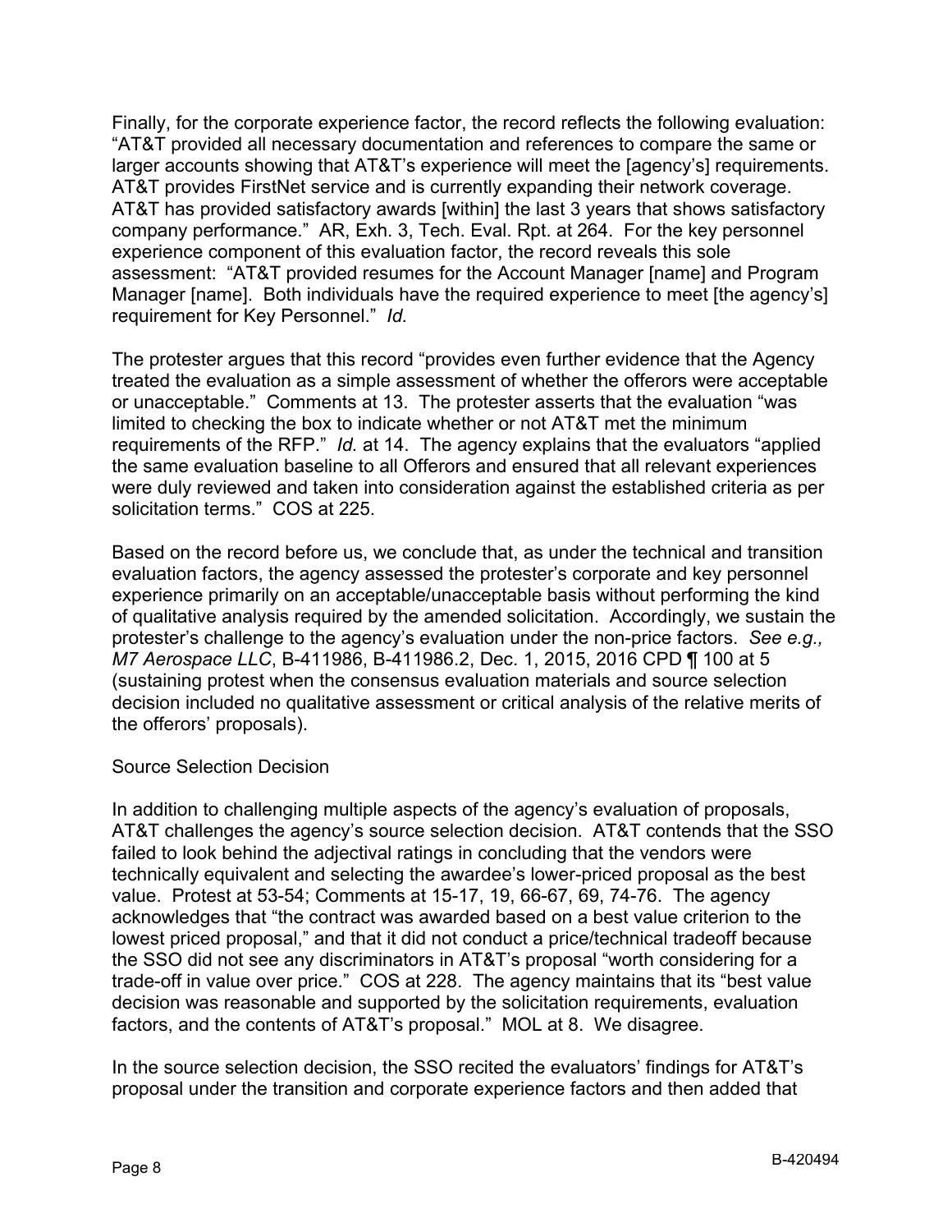Finally, for the corporate experience factor, the record reflects the following evaluation: "AT&T provided all necessary documentation and references to compare the same or larger accounts showing that AT&T's experience will meet the [agency's] requirements. AT&T provides FirstNet service and is currently expanding their network coverage. AT&T has provided satisfactory awards [within] the last 3 years that shows satisfactory company performance." AR, Exh. 3, Tech. Eval. Rpt. at 264. For the key personnel experience component of this evaluation factor, the record reveals this sole assessment: "AT&T provided resumes for the Account Manager [name] and Program Manager [name]. Both individuals have the required experience to meet [the agency's] requirement for Key Personnel." *Id.*

The protester argues that this record "provides even further evidence that the Agency treated the evaluation as a simple assessment of whether the offerors were acceptable or unacceptable." Comments at 13. The protester asserts that the evaluation "was limited to checking the box to indicate whether or not AT&T met the minimum requirements of the RFP." *Id.* at 14. The agency explains that the evaluators "applied the same evaluation baseline to all Offerors and ensured that all relevant experiences were duly reviewed and taken into consideration against the established criteria as per solicitation terms." COS at 225.

Based on the record before us, we conclude that, as under the technical and transition evaluation factors, the agency assessed the protester's corporate and key personnel experience primarily on an acceptable/unacceptable basis without performing the kind of qualitative analysis required by the amended solicitation. Accordingly, we sustain the protester's challenge to the agency's evaluation under the non-price factors. *See e.g., M7 Aerospace LLC*, B-411986, B-411986.2, Dec. 1, 2015, 2016 CPD ¶ 100 at 5 (sustaining protest when the consensus evaluation materials and source selection decision included no qualitative assessment or critical analysis of the relative merits of the offerors' proposals).

Source Selection Decision

In addition to challenging multiple aspects of the agency's evaluation of proposals, AT&T challenges the agency's source selection decision. AT&T contends that the SSO failed to look behind the adjectival ratings in concluding that the vendors were technically equivalent and selecting the awardee's lower-priced proposal as the best value. Protest at 53-54; Comments at 15-17, 19, 66-67, 69, 74-76. The agency acknowledges that "the contract was awarded based on a best value criterion to the lowest priced proposal," and that it did not conduct a price/technical tradeoff because the SSO did not see any discriminators in AT&T's proposal "worth considering for a trade-off in value over price." COS at 228. The agency maintains that its "best value decision was reasonable and supported by the solicitation requirements, evaluation factors, and the contents of AT&T's proposal." MOL at 8. We disagree.

In the source selection decision, the SSO recited the evaluators' findings for AT&T's proposal under the transition and corporate experience factors and then added that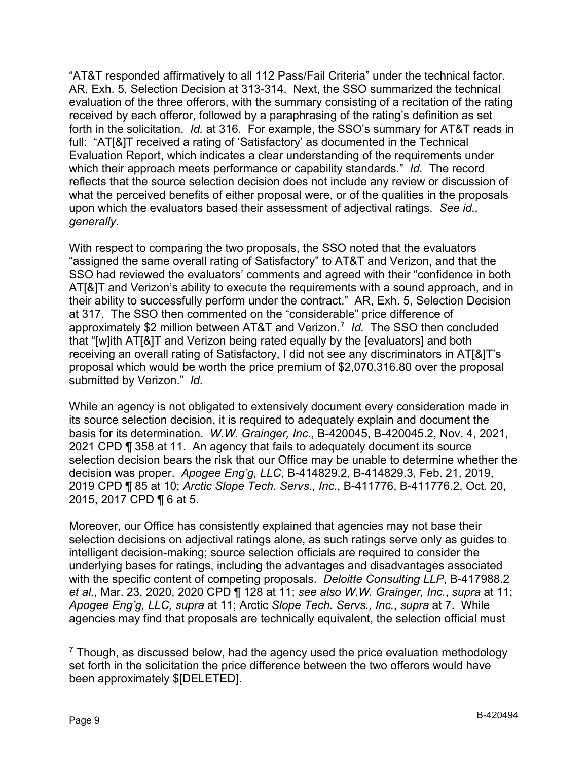"AT&T responded affirmatively to all 112 Pass/Fail Criteria" under the technical factor. AR, Exh. 5, Selection Decision at 313-314. Next, the SSO summarized the technical evaluation of the three offerors, with the summary consisting of a recitation of the rating received by each offeror, followed by a paraphrasing of the rating's definition as set forth in the solicitation. *Id.* at 316. For example, the SSO's summary for AT&T reads in full: "AT[&]T received a rating of 'Satisfactory' as documented in the Technical Evaluation Report, which indicates a clear understanding of the requirements under which their approach meets performance or capability standards." *Id.* The record reflects that the source selection decision does not include any review or discussion of what the perceived benefits of either proposal were, or of the qualities in the proposals upon which the evaluators based their assessment of adjectival ratings. *See id., generally*.

With respect to comparing the two proposals, the SSO noted that the evaluators "assigned the same overall rating of Satisfactory" to AT&T and Verizon, and that the SSO had reviewed the evaluators' comments and agreed with their "confidence in both AT[&]T and Verizon's ability to execute the requirements with a sound approach, and in their ability to successfully perform under the contract." AR, Exh. 5, Selection Decision at 317. The SSO then commented on the "considerable" price difference of approximately $2 million between AT&T and Verizon.[7] *Id.* The SSO then concluded that "[w]ith AT[&]T and Verizon being rated equally by the [evaluators] and both receiving an overall rating of Satisfactory, I did not see any discriminators in AT[&]T's proposal which would be worth the price premium of $2,070,316.80 over the proposal submitted by Verizon." *Id.*

While an agency is not obligated to extensively document every consideration made in its source selection decision, it is required to adequately explain and document the basis for its determination. *W.W. Grainger, Inc.*, B-420045, B-420045.2, Nov. 4, 2021, 2021 CPD ¶ 358 at 11. An agency that fails to adequately document its source selection decision bears the risk that our Office may be unable to determine whether the decision was proper. *Apogee Eng'g, LLC*, B-414829.2, B-414829.3, Feb. 21, 2019, 2019 CPD ¶ 85 at 10; *Arctic Slope Tech. Servs., Inc.*, B-411776, B-411776.2, Oct. 20, 2015, 2017 CPD ¶ 6 at 5.

Moreover, our Office has consistently explained that agencies may not base their selection decisions on adjectival ratings alone, as such ratings serve only as guides to intelligent decision-making; source selection officials are required to consider the underlying bases for ratings, including the advantages and disadvantages associated with the specific content of competing proposals. *Deloitte Consulting LLP*, B-417988.2 *et al.*, Mar. 23, 2020, 2020 CPD ¶ 128 at 11; *see also W.W. Grainger, Inc.*, *supra* at 11; *Apogee Eng'g, LLC, supra* at 11; Arctic *Slope Tech. Servs., Inc.*, *supra* at 7. While agencies may find that proposals are technically equivalent, the selection official must

[7] Though, as discussed below, had the agency used the price evaluation methodology set forth in the solicitation the price difference between the two offerors would have been approximately $[DELETED].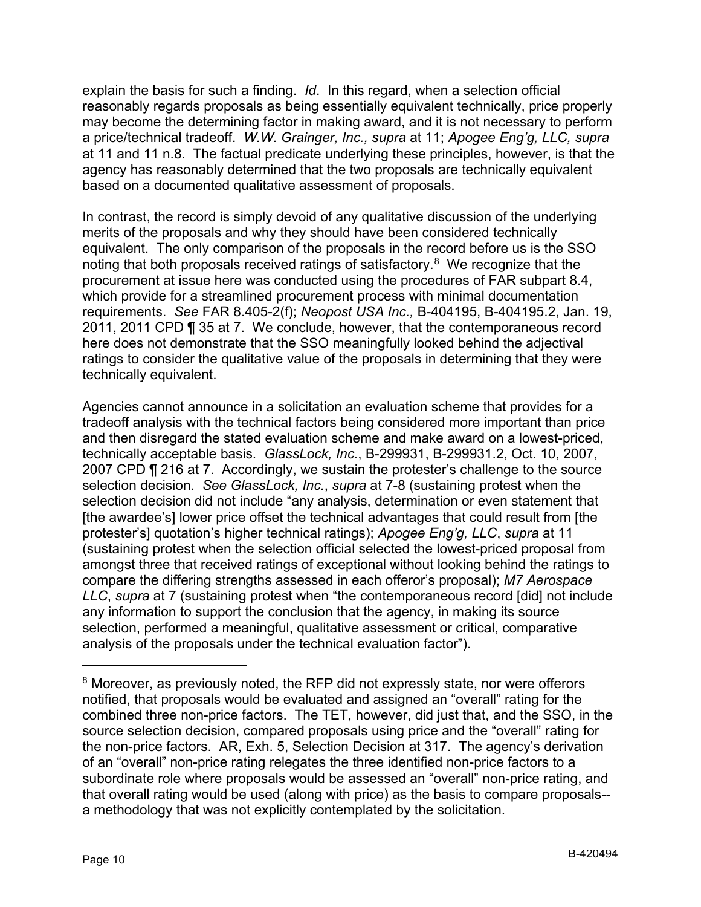explain the basis for such a finding. *Id*. In this regard, when a selection official reasonably regards proposals as being essentially equivalent technically, price properly may become the determining factor in making award, and it is not necessary to perform a price/technical tradeoff. *W.W. Grainger, Inc., supra* at 11; *Apogee Eng'g, LLC, supra* at 11 and 11 n.8. The factual predicate underlying these principles, however, is that the agency has reasonably determined that the two proposals are technically equivalent based on a documented qualitative assessment of proposals.

In contrast, the record is simply devoid of any qualitative discussion of the underlying merits of the proposals and why they should have been considered technically equivalent. The only comparison of the proposals in the record before us is the SSO noting that both proposals received ratings of satisfactory.[8] We recognize that the procurement at issue here was conducted using the procedures of FAR subpart 8.4, which provide for a streamlined procurement process with minimal documentation requirements. *See* FAR 8.405-2(f); *Neopost USA Inc.,* B-404195, B-404195.2, Jan. 19, 2011, 2011 CPD ¶ 35 at 7. We conclude, however, that the contemporaneous record here does not demonstrate that the SSO meaningfully looked behind the adjectival ratings to consider the qualitative value of the proposals in determining that they were technically equivalent.

Agencies cannot announce in a solicitation an evaluation scheme that provides for a tradeoff analysis with the technical factors being considered more important than price and then disregard the stated evaluation scheme and make award on a lowest-priced, technically acceptable basis. *GlassLock, Inc.*, B-299931, B-299931.2, Oct. 10, 2007, 2007 CPD ¶ 216 at 7. Accordingly, we sustain the protester's challenge to the source selection decision. *See GlassLock, Inc.*, *supra* at 7-8 (sustaining protest when the selection decision did not include "any analysis, determination or even statement that [the awardee's] lower price offset the technical advantages that could result from [the protester's] quotation's higher technical ratings); *Apogee Eng'g, LLC*, *supra* at 11 (sustaining protest when the selection official selected the lowest-priced proposal from amongst three that received ratings of exceptional without looking behind the ratings to compare the differing strengths assessed in each offeror's proposal); *M7 Aerospace LLC*, *supra* at 7 (sustaining protest when "the contemporaneous record [did] not include any information to support the conclusion that the agency, in making its source selection, performed a meaningful, qualitative assessment or critical, comparative analysis of the proposals under the technical evaluation factor").

---

[8] Moreover, as previously noted, the RFP did not expressly state, nor were offerors notified, that proposals would be evaluated and assigned an "overall" rating for the combined three non-price factors. The TET, however, did just that, and the SSO, in the source selection decision, compared proposals using price and the "overall" rating for the non-price factors. AR, Exh. 5, Selection Decision at 317. The agency's derivation of an "overall" non-price rating relegates the three identified non-price factors to a subordinate role where proposals would be assessed an "overall" non-price rating, and that overall rating would be used (along with price) as the basis to compare proposals--a methodology that was not explicitly contemplated by the solicitation.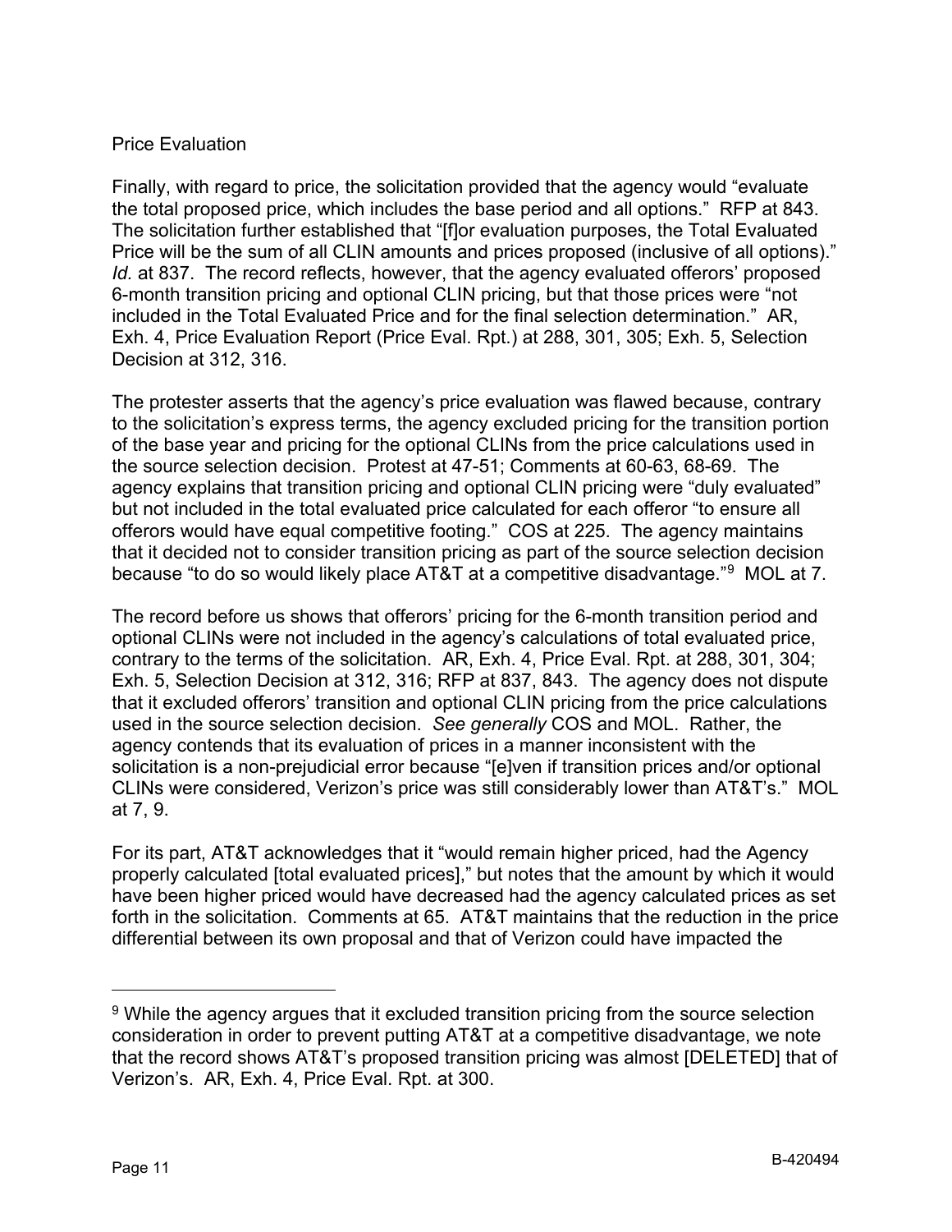Price Evaluation

Finally, with regard to price, the solicitation provided that the agency would "evaluate the total proposed price, which includes the base period and all options." RFP at 843. The solicitation further established that "[f]or evaluation purposes, the Total Evaluated Price will be the sum of all CLIN amounts and prices proposed (inclusive of all options)." *Id.* at 837. The record reflects, however, that the agency evaluated offerors' proposed 6-month transition pricing and optional CLIN pricing, but that those prices were "not included in the Total Evaluated Price and for the final selection determination." AR, Exh. 4, Price Evaluation Report (Price Eval. Rpt.) at 288, 301, 305; Exh. 5, Selection Decision at 312, 316.

The protester asserts that the agency's price evaluation was flawed because, contrary to the solicitation's express terms, the agency excluded pricing for the transition portion of the base year and pricing for the optional CLINs from the price calculations used in the source selection decision. Protest at 47-51; Comments at 60-63, 68-69. The agency explains that transition pricing and optional CLIN pricing were "duly evaluated" but not included in the total evaluated price calculated for each offeror "to ensure all offerors would have equal competitive footing." COS at 225. The agency maintains that it decided not to consider transition pricing as part of the source selection decision because "to do so would likely place AT&T at a competitive disadvantage."[9] MOL at 7.

The record before us shows that offerors' pricing for the 6-month transition period and optional CLINs were not included in the agency's calculations of total evaluated price, contrary to the terms of the solicitation. AR, Exh. 4, Price Eval. Rpt. at 288, 301, 304; Exh. 5, Selection Decision at 312, 316; RFP at 837, 843. The agency does not dispute that it excluded offerors' transition and optional CLIN pricing from the price calculations used in the source selection decision. *See generally* COS and MOL. Rather, the agency contends that its evaluation of prices in a manner inconsistent with the solicitation is a non-prejudicial error because "[e]ven if transition prices and/or optional CLINs were considered, Verizon's price was still considerably lower than AT&T's." MOL at 7, 9.

For its part, AT&T acknowledges that it "would remain higher priced, had the Agency properly calculated [total evaluated prices]," but notes that the amount by which it would have been higher priced would have decreased had the agency calculated prices as set forth in the solicitation. Comments at 65. AT&T maintains that the reduction in the price differential between its own proposal and that of Verizon could have impacted the

---

[9] While the agency argues that it excluded transition pricing from the source selection consideration in order to prevent putting AT&T at a competitive disadvantage, we note that the record shows AT&T's proposed transition pricing was almost [DELETED] that of Verizon's. AR, Exh. 4, Price Eval. Rpt. at 300.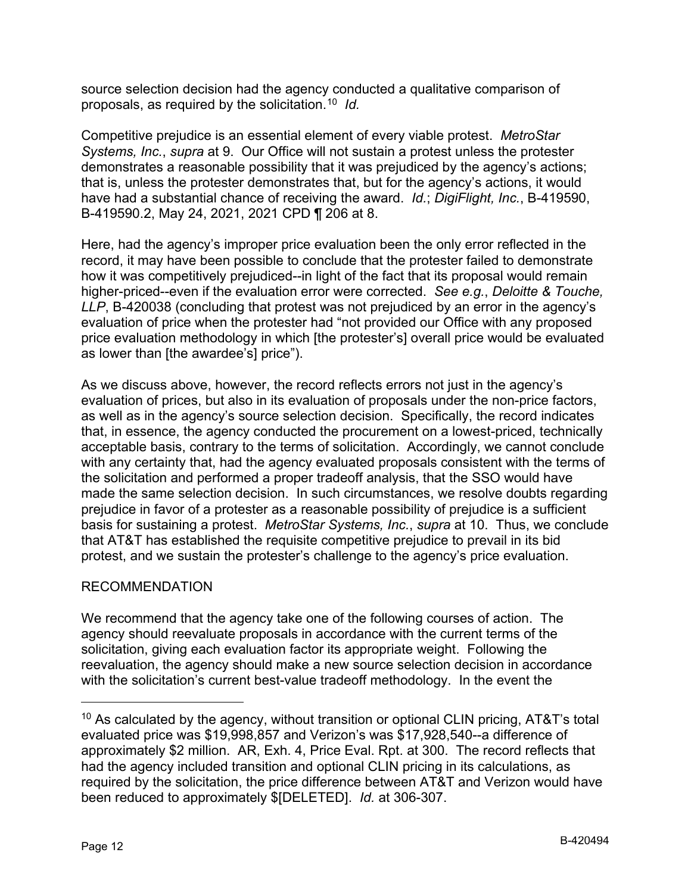source selection decision had the agency conducted a qualitative comparison of proposals, as required by the solicitation.[10] *Id.*

Competitive prejudice is an essential element of every viable protest. *MetroStar Systems, Inc.*, *supra* at 9. Our Office will not sustain a protest unless the protester demonstrates a reasonable possibility that it was prejudiced by the agency's actions; that is, unless the protester demonstrates that, but for the agency's actions, it would have had a substantial chance of receiving the award. *Id.*; *DigiFlight, Inc.*, B-419590, B-419590.2, May 24, 2021, 2021 CPD ¶ 206 at 8.

Here, had the agency's improper price evaluation been the only error reflected in the record, it may have been possible to conclude that the protester failed to demonstrate how it was competitively prejudiced--in light of the fact that its proposal would remain higher-priced--even if the evaluation error were corrected. *See e.g.*, *Deloitte & Touche, LLP*, B-420038 (concluding that protest was not prejudiced by an error in the agency's evaluation of price when the protester had "not provided our Office with any proposed price evaluation methodology in which [the protester's] overall price would be evaluated as lower than [the awardee's] price").

As we discuss above, however, the record reflects errors not just in the agency's evaluation of prices, but also in its evaluation of proposals under the non-price factors, as well as in the agency's source selection decision. Specifically, the record indicates that, in essence, the agency conducted the procurement on a lowest-priced, technically acceptable basis, contrary to the terms of solicitation. Accordingly, we cannot conclude with any certainty that, had the agency evaluated proposals consistent with the terms of the solicitation and performed a proper tradeoff analysis, that the SSO would have made the same selection decision. In such circumstances, we resolve doubts regarding prejudice in favor of a protester as a reasonable possibility of prejudice is a sufficient basis for sustaining a protest. *MetroStar Systems, Inc.*, *supra* at 10. Thus, we conclude that AT&T has established the requisite competitive prejudice to prevail in its bid protest, and we sustain the protester's challenge to the agency's price evaluation.

## RECOMMENDATION

We recommend that the agency take one of the following courses of action. The agency should reevaluate proposals in accordance with the current terms of the solicitation, giving each evaluation factor its appropriate weight. Following the reevaluation, the agency should make a new source selection decision in accordance with the solicitation's current best-value tradeoff methodology. In the event the

---

[10] As calculated by the agency, without transition or optional CLIN pricing, AT&T's total evaluated price was $19,998,857 and Verizon's was $17,928,540--a difference of approximately $2 million. AR, Exh. 4, Price Eval. Rpt. at 300. The record reflects that had the agency included transition and optional CLIN pricing in its calculations, as required by the solicitation, the price difference between AT&T and Verizon would have been reduced to approximately $[DELETED]. *Id.* at 306-307.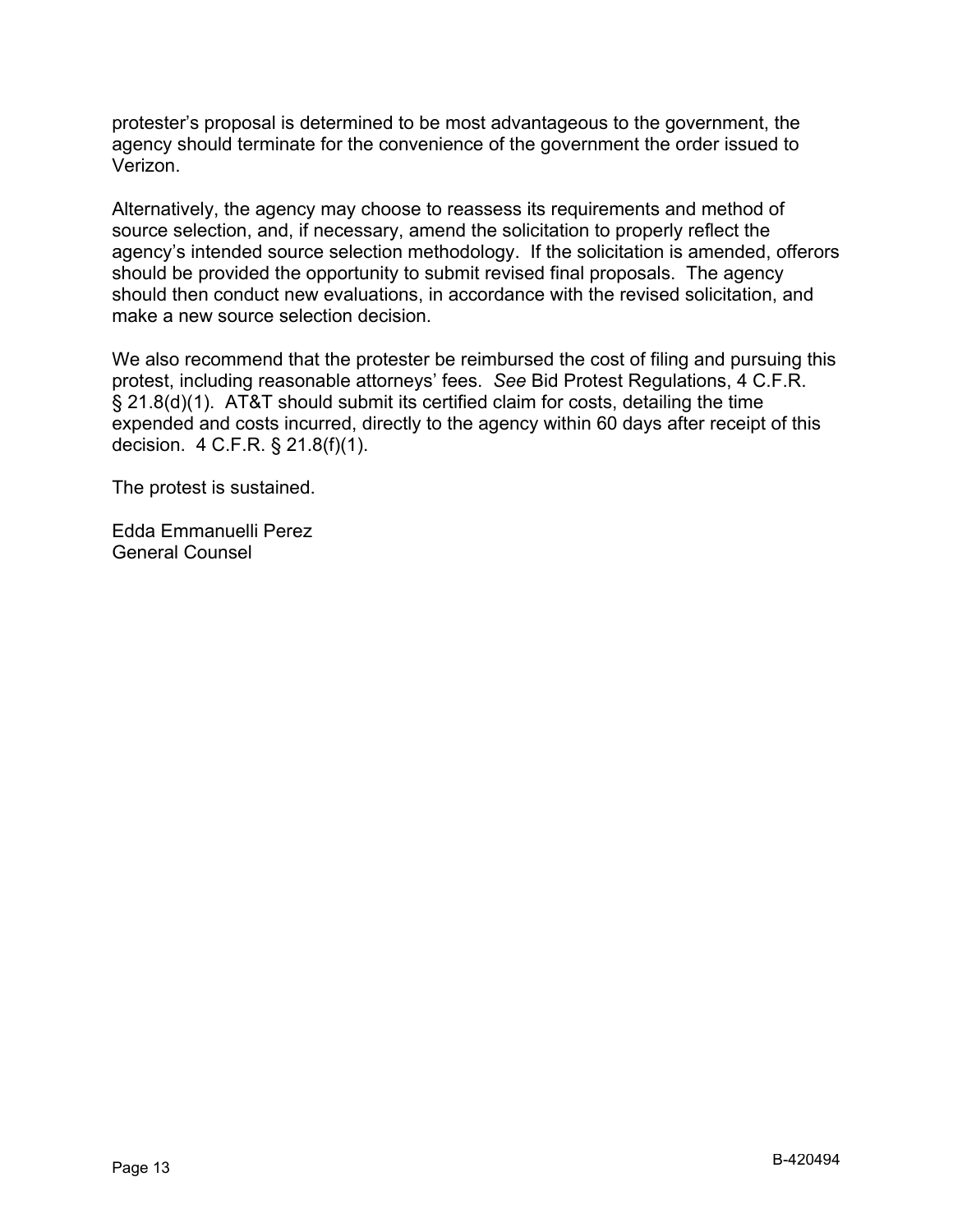protester's proposal is determined to be most advantageous to the government, the agency should terminate for the convenience of the government the order issued to Verizon.

Alternatively, the agency may choose to reassess its requirements and method of source selection, and, if necessary, amend the solicitation to properly reflect the agency's intended source selection methodology. If the solicitation is amended, offerors should be provided the opportunity to submit revised final proposals. The agency should then conduct new evaluations, in accordance with the revised solicitation, and make a new source selection decision.

We also recommend that the protester be reimbursed the cost of filing and pursuing this protest, including reasonable attorneys' fees. *See* Bid Protest Regulations, 4 C.F.R. § 21.8(d)(1). AT&T should submit its certified claim for costs, detailing the time expended and costs incurred, directly to the agency within 60 days after receipt of this decision. 4 C.F.R. § 21.8(f)(1).

The protest is sustained.

Edda Emmanuelli Perez
General Counsel